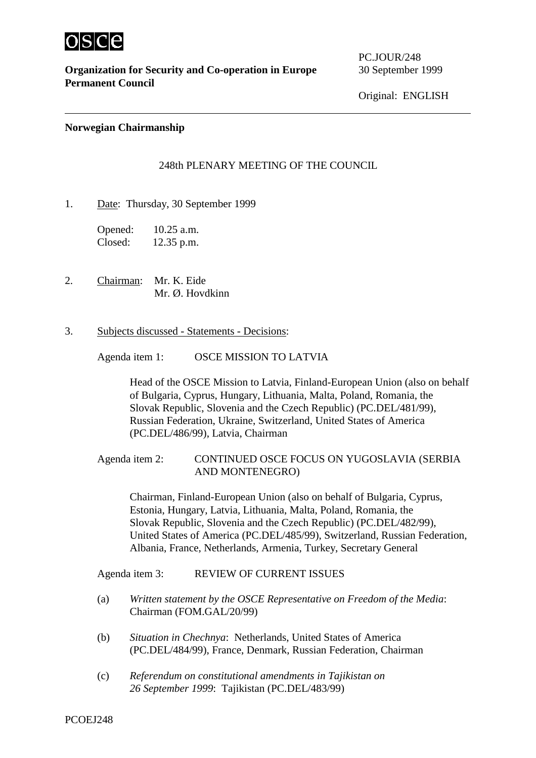**OSCE**

**Organization for Security and Co-operation in Europe**
**Permanent Council**

PC.JOUR/248
30 September 1999

Original: ENGLISH

---

**Norwegian Chairmanship**

248th PLENARY MEETING OF THE COUNCIL

1. Date: Thursday, 30 September 1999

   Opened: 10.25 a.m.
   Closed: 12.35 p.m.

2. Chairman: Mr. K. Eide
   Mr. Ø. Hovdkinn

3. Subjects discussed - Statements - Decisions:

   Agenda item 1: OSCE MISSION TO LATVIA

   Head of the OSCE Mission to Latvia, Finland-European Union (also on behalf of Bulgaria, Cyprus, Hungary, Lithuania, Malta, Poland, Romania, the Slovak Republic, Slovenia and the Czech Republic) (PC.DEL/481/99), Russian Federation, Ukraine, Switzerland, United States of America (PC.DEL/486/99), Latvia, Chairman

   Agenda item 2: CONTINUED OSCE FOCUS ON YUGOSLAVIA (SERBIA AND MONTENEGRO)

   Chairman, Finland-European Union (also on behalf of Bulgaria, Cyprus, Estonia, Hungary, Latvia, Lithuania, Malta, Poland, Romania, the Slovak Republic, Slovenia and the Czech Republic) (PC.DEL/482/99), United States of America (PC.DEL/485/99), Switzerland, Russian Federation, Albania, France, Netherlands, Armenia, Turkey, Secretary General

   Agenda item 3: REVIEW OF CURRENT ISSUES

   (a) *Written statement by the OSCE Representative on Freedom of the Media*: Chairman (FOM.GAL/20/99)

   (b) *Situation in Chechnya*: Netherlands, United States of America (PC.DEL/484/99), France, Denmark, Russian Federation, Chairman

   (c) *Referendum on constitutional amendments in Tajikistan on 26 September 1999*: Tajikistan (PC.DEL/483/99)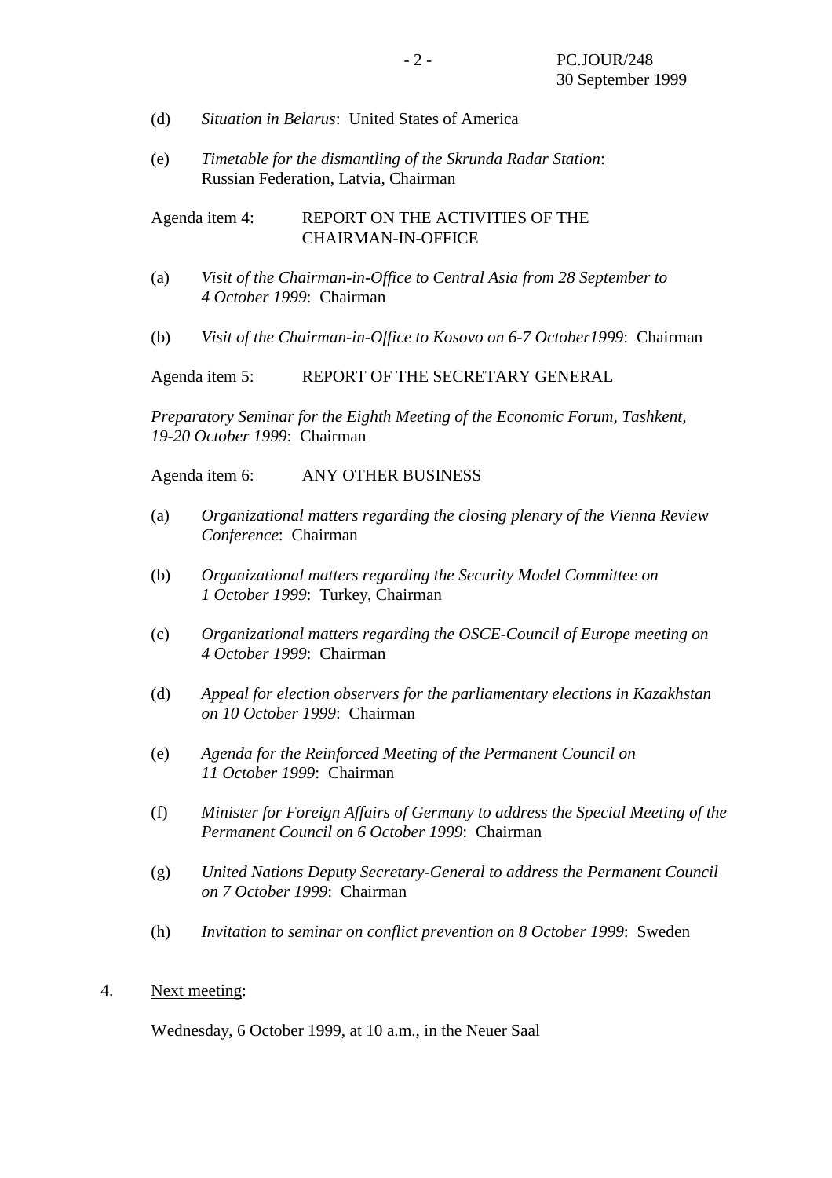(d) *Situation in Belarus*: United States of America

(e) *Timetable for the dismantling of the Skrunda Radar Station*: Russian Federation, Latvia, Chairman

Agenda item 4: REPORT ON THE ACTIVITIES OF THE CHAIRMAN-IN-OFFICE

(a) *Visit of the Chairman-in-Office to Central Asia from 28 September to 4 October 1999*: Chairman

(b) *Visit of the Chairman-in-Office to Kosovo on 6-7 October1999*: Chairman

Agenda item 5: REPORT OF THE SECRETARY GENERAL

*Preparatory Seminar for the Eighth Meeting of the Economic Forum, Tashkent, 19-20 October 1999*: Chairman

Agenda item 6: ANY OTHER BUSINESS

(a) *Organizational matters regarding the closing plenary of the Vienna Review Conference*: Chairman

(b) *Organizational matters regarding the Security Model Committee on 1 October 1999*: Turkey, Chairman

(c) *Organizational matters regarding the OSCE-Council of Europe meeting on 4 October 1999*: Chairman

(d) *Appeal for election observers for the parliamentary elections in Kazakhstan on 10 October 1999*: Chairman

(e) *Agenda for the Reinforced Meeting of the Permanent Council on 11 October 1999*: Chairman

(f) *Minister for Foreign Affairs of Germany to address the Special Meeting of the Permanent Council on 6 October 1999*: Chairman

(g) *United Nations Deputy Secretary-General to address the Permanent Council on 7 October 1999*: Chairman

(h) *Invitation to seminar on conflict prevention on 8 October 1999*: Sweden

4. Next meeting:

Wednesday, 6 October 1999, at 10 a.m., in the Neuer Saal